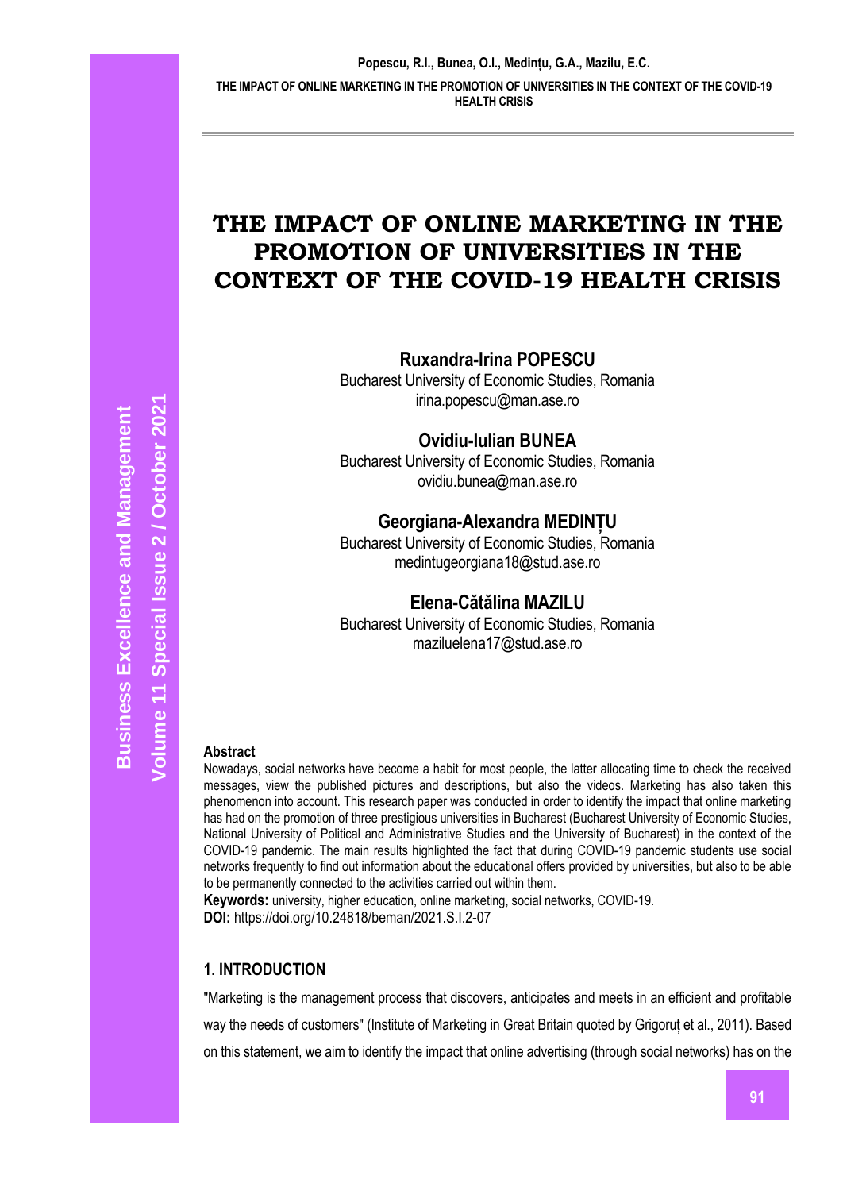# THE IMPACT OF ONLINE MARKETING IN THE PROMOTION OF UNIVERSITIES IN THE CONTEXT OF THE COVID-19 HEALTH CRISIS

**Ruxandra-Irina POPESCU**
Bucharest University of Economic Studies, Romania
irina.popescu@man.ase.ro

**Ovidiu-Iulian BUNEA**
Bucharest University of Economic Studies, Romania
ovidiu.bunea@man.ase.ro

**Georgiana-Alexandra MEDINȚU**
Bucharest University of Economic Studies, Romania
medintugeorgiana18@stud.ase.ro

**Elena-Cătălina MAZILU**
Bucharest University of Economic Studies, Romania
maziluelena17@stud.ase.ro

**Abstract**

Nowadays, social networks have become a habit for most people, the latter allocating time to check the received messages, view the published pictures and descriptions, but also the videos. Marketing has also taken this phenomenon into account. This research paper was conducted in order to identify the impact that online marketing has had on the promotion of three prestigious universities in Bucharest (Bucharest University of Economic Studies, National University of Political and Administrative Studies and the University of Bucharest) in the context of the COVID-19 pandemic. The main results highlighted the fact that during COVID-19 pandemic students use social networks frequently to find out information about the educational offers provided by universities, but also to be able to be permanently connected to the activities carried out within them.

**Keywords:** university, higher education, online marketing, social networks, COVID-19.

**DOI:** https://doi.org/10.24818/beman/2021.S.I.2-07

## 1. INTRODUCTION

"Marketing is the management process that discovers, anticipates and meets in an efficient and profitable way the needs of customers" (Institute of Marketing in Great Britain quoted by Grigoruț et al., 2011). Based on this statement, we aim to identify the impact that online advertising (through social networks) has on the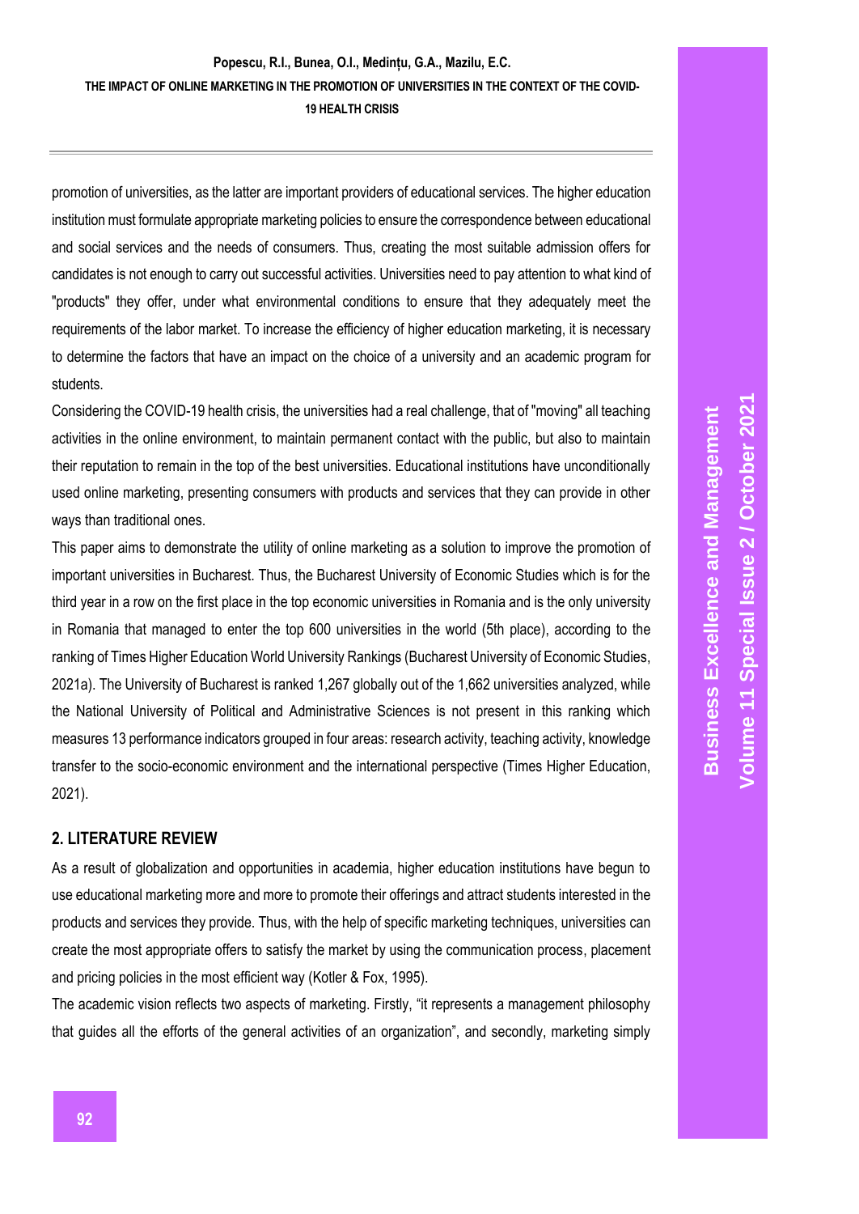promotion of universities, as the latter are important providers of educational services. The higher education institution must formulate appropriate marketing policies to ensure the correspondence between educational and social services and the needs of consumers. Thus, creating the most suitable admission offers for candidates is not enough to carry out successful activities. Universities need to pay attention to what kind of "products" they offer, under what environmental conditions to ensure that they adequately meet the requirements of the labor market. To increase the efficiency of higher education marketing, it is necessary to determine the factors that have an impact on the choice of a university and an academic program for students.

Considering the COVID-19 health crisis, the universities had a real challenge, that of "moving" all teaching activities in the online environment, to maintain permanent contact with the public, but also to maintain their reputation to remain in the top of the best universities. Educational institutions have unconditionally used online marketing, presenting consumers with products and services that they can provide in other ways than traditional ones.

This paper aims to demonstrate the utility of online marketing as a solution to improve the promotion of important universities in Bucharest. Thus, the Bucharest University of Economic Studies which is for the third year in a row on the first place in the top economic universities in Romania and is the only university in Romania that managed to enter the top 600 universities in the world (5th place), according to the ranking of Times Higher Education World University Rankings (Bucharest University of Economic Studies, 2021a). The University of Bucharest is ranked 1,267 globally out of the 1,662 universities analyzed, while the National University of Political and Administrative Sciences is not present in this ranking which measures 13 performance indicators grouped in four areas: research activity, teaching activity, knowledge transfer to the socio-economic environment and the international perspective (Times Higher Education, 2021).

## 2. LITERATURE REVIEW

As a result of globalization and opportunities in academia, higher education institutions have begun to use educational marketing more and more to promote their offerings and attract students interested in the products and services they provide. Thus, with the help of specific marketing techniques, universities can create the most appropriate offers to satisfy the market by using the communication process, placement and pricing policies in the most efficient way (Kotler & Fox, 1995).

The academic vision reflects two aspects of marketing. Firstly, "it represents a management philosophy that guides all the efforts of the general activities of an organization", and secondly, marketing simply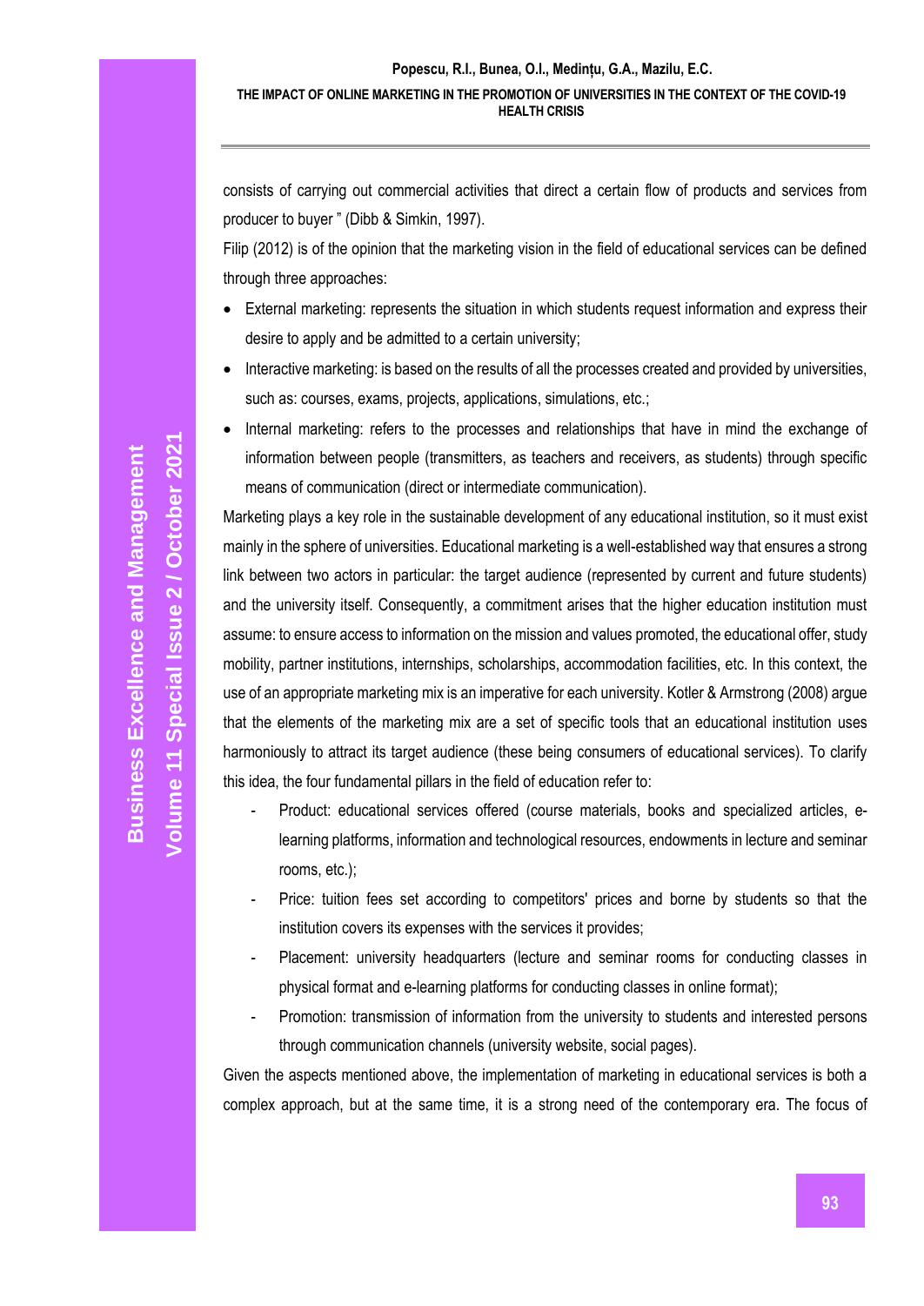consists of carrying out commercial activities that direct a certain flow of products and services from producer to buyer " (Dibb & Simkin, 1997).

Filip (2012) is of the opinion that the marketing vision in the field of educational services can be defined through three approaches:

- External marketing: represents the situation in which students request information and express their desire to apply and be admitted to a certain university;
- Interactive marketing: is based on the results of all the processes created and provided by universities, such as: courses, exams, projects, applications, simulations, etc.;
- Internal marketing: refers to the processes and relationships that have in mind the exchange of information between people (transmitters, as teachers and receivers, as students) through specific means of communication (direct or intermediate communication).

Marketing plays a key role in the sustainable development of any educational institution, so it must exist mainly in the sphere of universities. Educational marketing is a well-established way that ensures a strong link between two actors in particular: the target audience (represented by current and future students) and the university itself. Consequently, a commitment arises that the higher education institution must assume: to ensure access to information on the mission and values promoted, the educational offer, study mobility, partner institutions, internships, scholarships, accommodation facilities, etc. In this context, the use of an appropriate marketing mix is an imperative for each university. Kotler & Armstrong (2008) argue that the elements of the marketing mix are a set of specific tools that an educational institution uses harmoniously to attract its target audience (these being consumers of educational services). To clarify this idea, the four fundamental pillars in the field of education refer to:

- Product: educational services offered (course materials, books and specialized articles, e-learning platforms, information and technological resources, endowments in lecture and seminar rooms, etc.);
- Price: tuition fees set according to competitors' prices and borne by students so that the institution covers its expenses with the services it provides;
- Placement: university headquarters (lecture and seminar rooms for conducting classes in physical format and e-learning platforms for conducting classes in online format);
- Promotion: transmission of information from the university to students and interested persons through communication channels (university website, social pages).

Given the aspects mentioned above, the implementation of marketing in educational services is both a complex approach, but at the same time, it is a strong need of the contemporary era. The focus of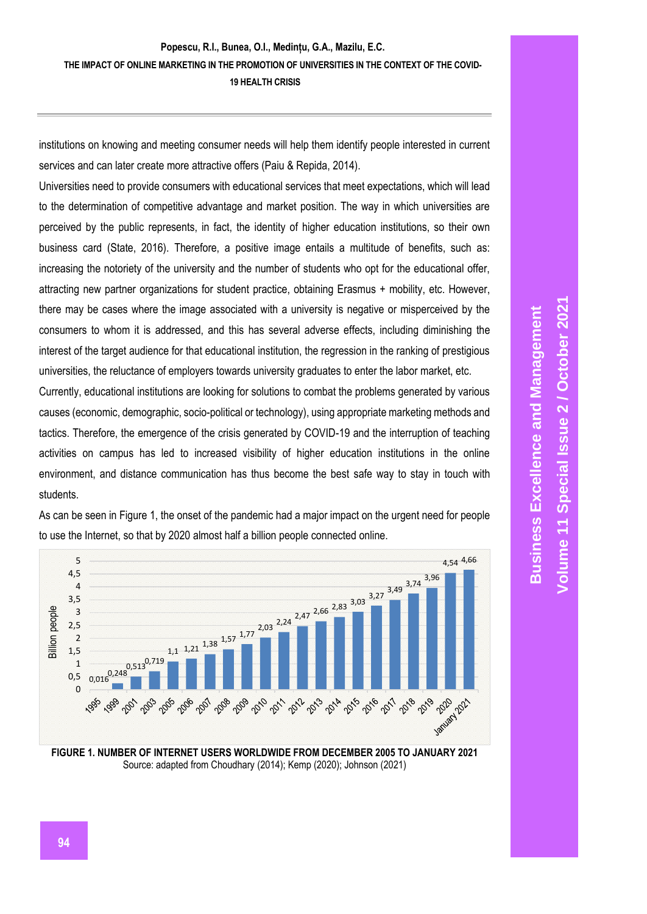institutions on knowing and meeting consumer needs will help them identify people interested in current services and can later create more attractive offers (Paiu & Repida, 2014).

Universities need to provide consumers with educational services that meet expectations, which will lead to the determination of competitive advantage and market position. The way in which universities are perceived by the public represents, in fact, the identity of higher education institutions, so their own business card (State, 2016). Therefore, a positive image entails a multitude of benefits, such as: increasing the notoriety of the university and the number of students who opt for the educational offer, attracting new partner organizations for student practice, obtaining Erasmus + mobility, etc. However, there may be cases where the image associated with a university is negative or misperceived by the consumers to whom it is addressed, and this has several adverse effects, including diminishing the interest of the target audience for that educational institution, the regression in the ranking of prestigious universities, the reluctance of employers towards university graduates to enter the labor market, etc.

Currently, educational institutions are looking for solutions to combat the problems generated by various causes (economic, demographic, socio-political or technology), using appropriate marketing methods and tactics. Therefore, the emergence of the crisis generated by COVID-19 and the interruption of teaching activities on campus has led to increased visibility of higher education institutions in the online environment, and distance communication has thus become the best safe way to stay in touch with students.

As can be seen in Figure 1, the onset of the pandemic had a major impact on the urgent need for people to use the Internet, so that by 2020 almost half a billion people connected online.

| Year | Billion people |
|---|---|
| 1995 | 0,016 |
| 1999 | 0,248 |
| 2001 | 0,513 |
| 2003 | 0,719 |
| 2005 | 1,1 |
| 2006 | 1,21 |
| 2007 | 1,38 |
| 2008 | 1,57 |
| 2009 | 1,77 |
| 2010 | 2,03 |
| 2011 | 2,24 |
| 2012 | 2,47 |
| 2013 | 2,66 |
| 2014 | 2,83 |
| 2015 | 3,03 |
| 2016 | 3,27 |
| 2017 | 3,49 |
| 2018 | 3,74 |
| 2019 | 3,96 |
| 2020 | 4,54 |
| January 2021 | 4,66 |

**FIGURE 1. NUMBER OF INTERNET USERS WORLDWIDE FROM DECEMBER 2005 TO JANUARY 2021**
Source: adapted from Choudhary (2014); Kemp (2020); Johnson (2021)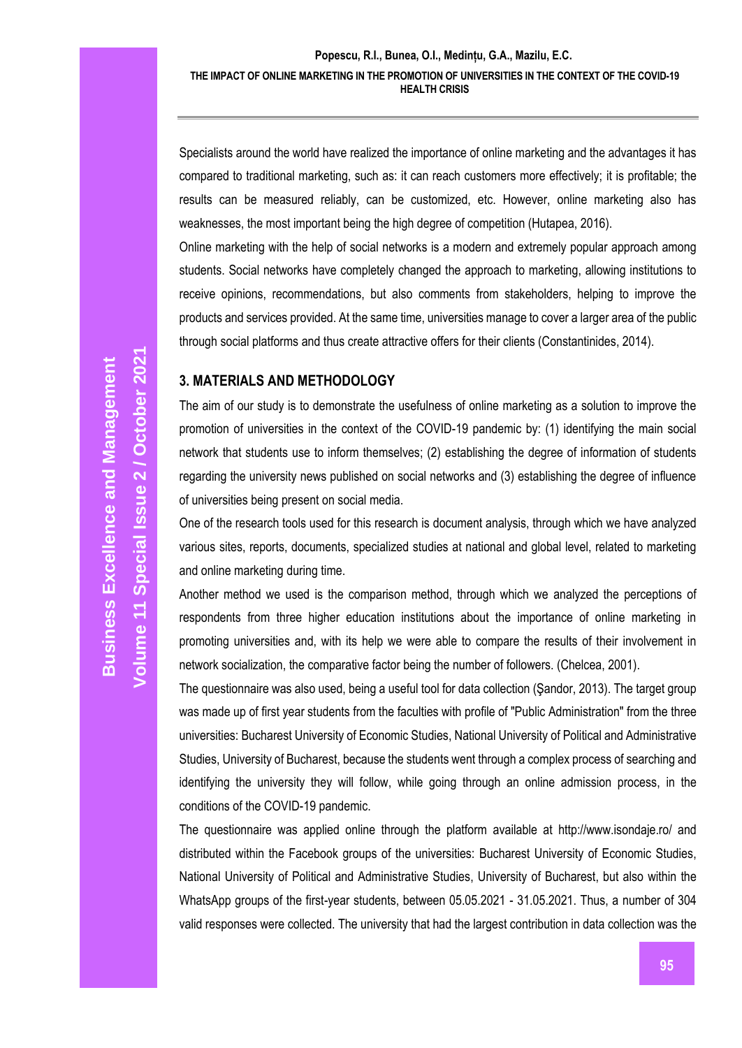Specialists around the world have realized the importance of online marketing and the advantages it has compared to traditional marketing, such as: it can reach customers more effectively; it is profitable; the results can be measured reliably, can be customized, etc. However, online marketing also has weaknesses, the most important being the high degree of competition (Hutapea, 2016).

Online marketing with the help of social networks is a modern and extremely popular approach among students. Social networks have completely changed the approach to marketing, allowing institutions to receive opinions, recommendations, but also comments from stakeholders, helping to improve the products and services provided. At the same time, universities manage to cover a larger area of the public through social platforms and thus create attractive offers for their clients (Constantinides, 2014).

## 3. MATERIALS AND METHODOLOGY

The aim of our study is to demonstrate the usefulness of online marketing as a solution to improve the promotion of universities in the context of the COVID-19 pandemic by: (1) identifying the main social network that students use to inform themselves; (2) establishing the degree of information of students regarding the university news published on social networks and (3) establishing the degree of influence of universities being present on social media.

One of the research tools used for this research is document analysis, through which we have analyzed various sites, reports, documents, specialized studies at national and global level, related to marketing and online marketing during time.

Another method we used is the comparison method, through which we analyzed the perceptions of respondents from three higher education institutions about the importance of online marketing in promoting universities and, with its help we were able to compare the results of their involvement in network socialization, the comparative factor being the number of followers. (Chelcea, 2001).

The questionnaire was also used, being a useful tool for data collection (Şandor, 2013). The target group was made up of first year students from the faculties with profile of "Public Administration" from the three universities: Bucharest University of Economic Studies, National University of Political and Administrative Studies, University of Bucharest, because the students went through a complex process of searching and identifying the university they will follow, while going through an online admission process, in the conditions of the COVID-19 pandemic.

The questionnaire was applied online through the platform available at http://www.isondaje.ro/ and distributed within the Facebook groups of the universities: Bucharest University of Economic Studies, National University of Political and Administrative Studies, University of Bucharest, but also within the WhatsApp groups of the first-year students, between 05.05.2021 - 31.05.2021. Thus, a number of 304 valid responses were collected. The university that had the largest contribution in data collection was the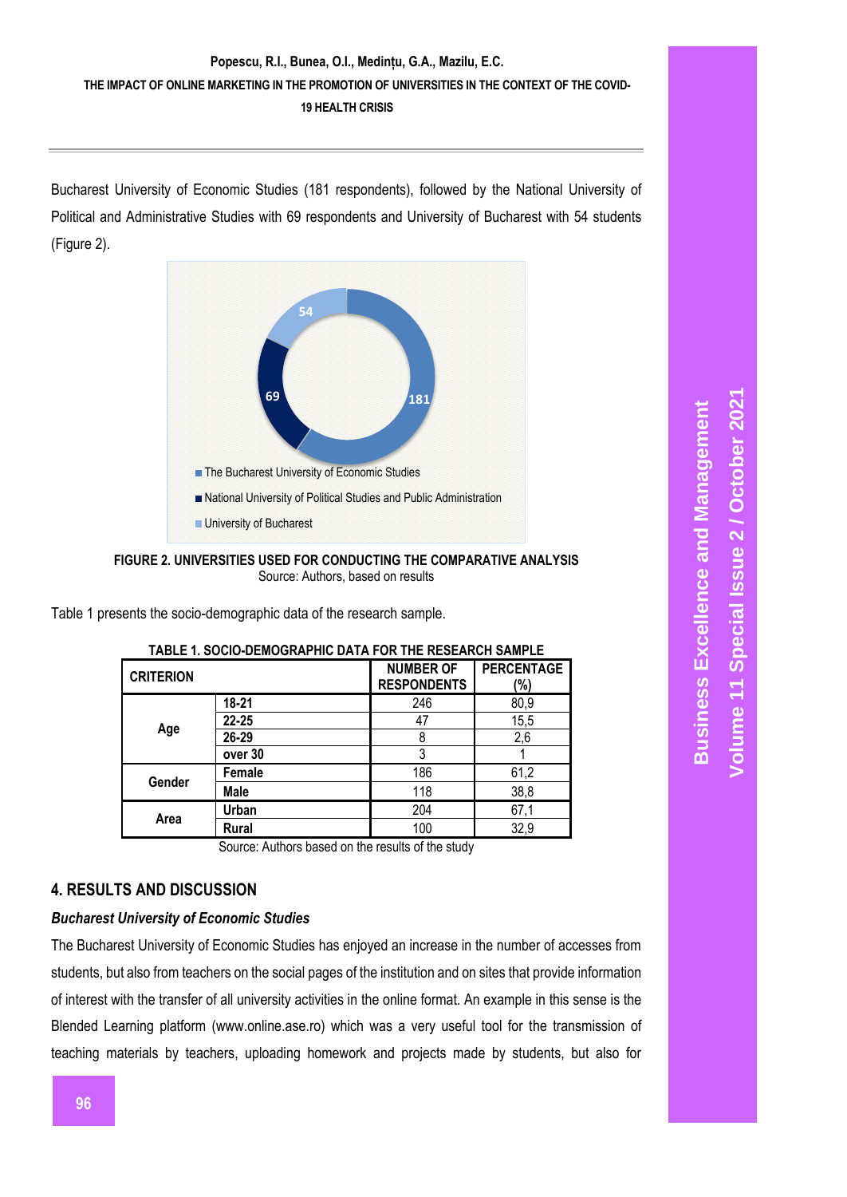Bucharest University of Economic Studies (181 respondents), followed by the National University of Political and Administrative Studies with 69 respondents and University of Bucharest with 54 students (Figure 2).

**FIGURE 2. UNIVERSITIES USED FOR CONDUCTING THE COMPARATIVE ANALYSIS**
Source: Authors, based on results

Table 1 presents the socio-demographic data of the research sample.

**TABLE 1. SOCIO-DEMOGRAPHIC DATA FOR THE RESEARCH SAMPLE**

| CRITERION | | NUMBER OF RESPONDENTS | PERCENTAGE (%) |
|---|---|---|---|
| Age | 18-21 | 246 | 80,9 |
| | 22-25 | 47 | 15,5 |
| | 26-29 | 8 | 2,6 |
| | over 30 | 3 | 1 |
| Gender | Female | 186 | 61,2 |
| | Male | 118 | 38,8 |
| Area | Urban | 204 | 67,1 |
| | Rural | 100 | 32,9 |

Source: Authors based on the results of the study

## 4. RESULTS AND DISCUSSION

***Bucharest University of Economic Studies***

The Bucharest University of Economic Studies has enjoyed an increase in the number of accesses from students, but also from teachers on the social pages of the institution and on sites that provide information of interest with the transfer of all university activities in the online format. An example in this sense is the Blended Learning platform (www.online.ase.ro) which was a very useful tool for the transmission of teaching materials by teachers, uploading homework and projects made by students, but also for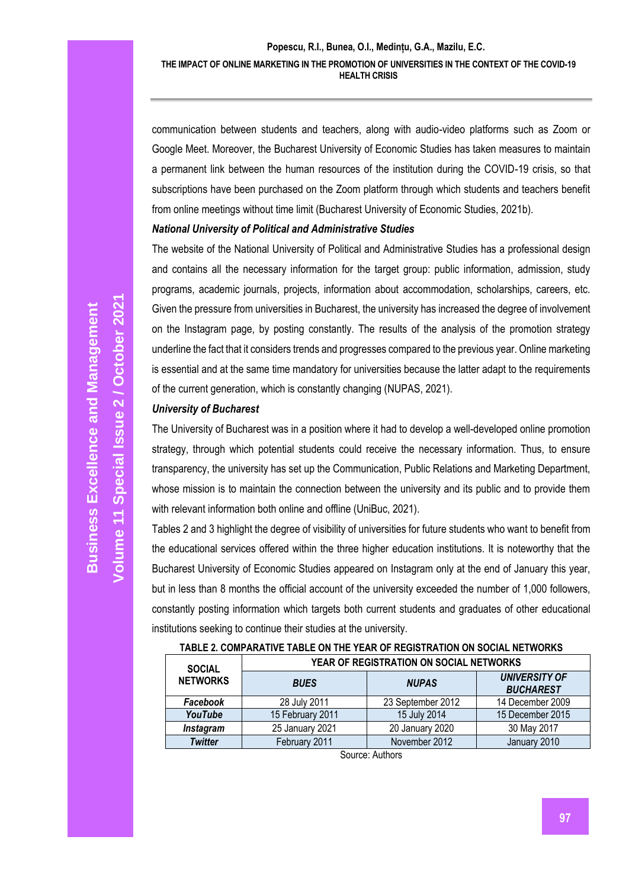communication between students and teachers, along with audio-video platforms such as Zoom or Google Meet. Moreover, the Bucharest University of Economic Studies has taken measures to maintain a permanent link between the human resources of the institution during the COVID-19 crisis, so that subscriptions have been purchased on the Zoom platform through which students and teachers benefit from online meetings without time limit (Bucharest University of Economic Studies, 2021b).

***National University of Political and Administrative Studies***

The website of the National University of Political and Administrative Studies has a professional design and contains all the necessary information for the target group: public information, admission, study programs, academic journals, projects, information about accommodation, scholarships, careers, etc. Given the pressure from universities in Bucharest, the university has increased the degree of involvement on the Instagram page, by posting constantly. The results of the analysis of the promotion strategy underline the fact that it considers trends and progresses compared to the previous year. Online marketing is essential and at the same time mandatory for universities because the latter adapt to the requirements of the current generation, which is constantly changing (NUPAS, 2021).

***University of Bucharest***

The University of Bucharest was in a position where it had to develop a well-developed online promotion strategy, through which potential students could receive the necessary information. Thus, to ensure transparency, the university has set up the Communication, Public Relations and Marketing Department, whose mission is to maintain the connection between the university and its public and to provide them with relevant information both online and offline (UniBuc, 2021).

Tables 2 and 3 highlight the degree of visibility of universities for future students who want to benefit from the educational services offered within the three higher education institutions. It is noteworthy that the Bucharest University of Economic Studies appeared on Instagram only at the end of January this year, but in less than 8 months the official account of the university exceeded the number of 1,000 followers, constantly posting information which targets both current students and graduates of other educational institutions seeking to continue their studies at the university.

**TABLE 2. COMPARATIVE TABLE ON THE YEAR OF REGISTRATION ON SOCIAL NETWORKS**

| SOCIAL NETWORKS | YEAR OF REGISTRATION ON SOCIAL NETWORKS | | |
|---|---|---|---|
| | ***BUES*** | ***NUPAS*** | ***UNIVERSITY OF BUCHAREST*** |
| ***Facebook*** | 28 July 2011 | 23 September 2012 | 14 December 2009 |
| ***YouTube*** | 15 February 2011 | 15 July 2014 | 15 December 2015 |
| ***Instagram*** | 25 January 2021 | 20 January 2020 | 30 May 2017 |
| ***Twitter*** | February 2011 | November 2012 | January 2010 |

Source: Authors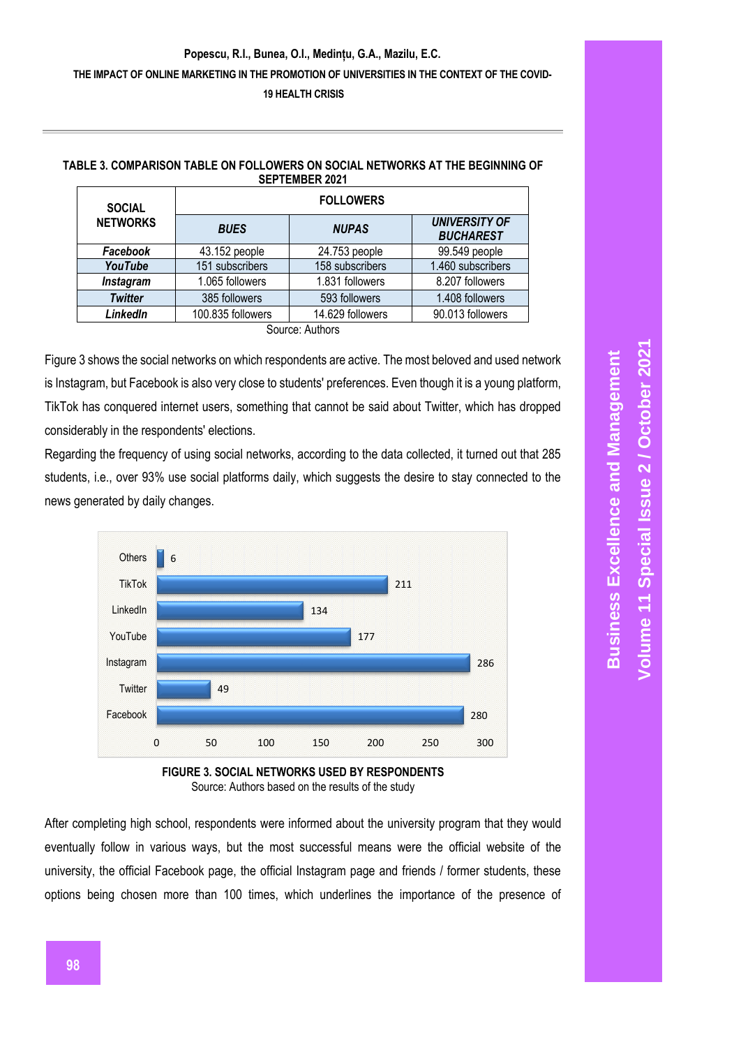**TABLE 3. COMPARISON TABLE ON FOLLOWERS ON SOCIAL NETWORKS AT THE BEGINNING OF SEPTEMBER 2021**

| SOCIAL NETWORKS | FOLLOWERS | | |
|---|---|---|---|
| | ***BUES*** | ***NUPAS*** | ***UNIVERSITY OF BUCHAREST*** |
| ***Facebook*** | 43.152 people | 24.753 people | 99.549 people |
| ***YouTube*** | 151 subscribers | 158 subscribers | 1.460 subscribers |
| ***Instagram*** | 1.065 followers | 1.831 followers | 8.207 followers |
| ***Twitter*** | 385 followers | 593 followers | 1.408 followers |
| ***LinkedIn*** | 100.835 followers | 14.629 followers | 90.013 followers |

Source: Authors

Figure 3 shows the social networks on which respondents are active. The most beloved and used network is Instagram, but Facebook is also very close to students' preferences. Even though it is a young platform, TikTok has conquered internet users, something that cannot be said about Twitter, which has dropped considerably in the respondents' elections.

Regarding the frequency of using social networks, according to the data collected, it turned out that 285 students, i.e., over 93% use social platforms daily, which suggests the desire to stay connected to the news generated by daily changes.

| Social network | Respondents |
|---|---|
| Others | 6 |
| TikTok | 211 |
| LinkedIn | 134 |
| YouTube | 177 |
| Instagram | 286 |
| Twitter | 49 |
| Facebook | 280 |

**FIGURE 3. SOCIAL NETWORKS USED BY RESPONDENTS**

Source: Authors based on the results of the study

After completing high school, respondents were informed about the university program that they would eventually follow in various ways, but the most successful means were the official website of the university, the official Facebook page, the official Instagram page and friends / former students, these options being chosen more than 100 times, which underlines the importance of the presence of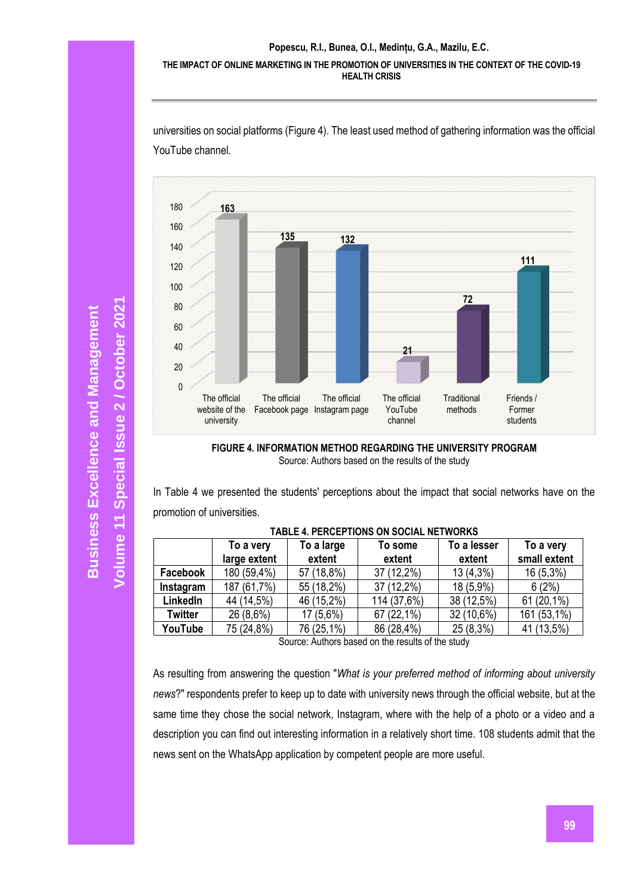universities on social platforms (Figure 4). The least used method of gathering information was the official YouTube channel.

| Information method | Value |
|---|---|
| The official website of the university | 163 |
| The official Facebook page | 135 |
| The official Instagram page | 132 |
| The official YouTube channel | 21 |
| Traditional methods | 72 |
| Friends / Former students | 111 |

**FIGURE 4. INFORMATION METHOD REGARDING THE UNIVERSITY PROGRAM**

Source: Authors based on the results of the study

In Table 4 we presented the students' perceptions about the impact that social networks have on the promotion of universities.

**TABLE 4. PERCEPTIONS ON SOCIAL NETWORKS**

| | To a very large extent | To a large extent | To some extent | To a lesser extent | To a very small extent |
|---|---|---|---|---|---|
| **Facebook** | 180 (59,4%) | 57 (18,8%) | 37 (12,2%) | 13 (4,3%) | 16 (5,3%) |
| **Instagram** | 187 (61,7%) | 55 (18,2%) | 37 (12,2%) | 18 (5,9%) | 6 (2%) |
| **LinkedIn** | 44 (14,5%) | 46 (15,2%) | 114 (37,6%) | 38 (12,5%) | 61 (20,1%) |
| **Twitter** | 26 (8,6%) | 17 (5,6%) | 67 (22,1%) | 32 (10,6%) | 161 (53,1%) |
| **YouTube** | 75 (24,8%) | 76 (25,1%) | 86 (28,4%) | 25 (8,3%) | 41 (13,5%) |

Source: Authors based on the results of the study

As resulting from answering the question "*What is your preferred method of informing about university news*?" respondents prefer to keep up to date with university news through the official website, but at the same time they chose the social network, Instagram, where with the help of a photo or a video and a description you can find out interesting information in a relatively short time. 108 students admit that the news sent on the WhatsApp application by competent people are more useful.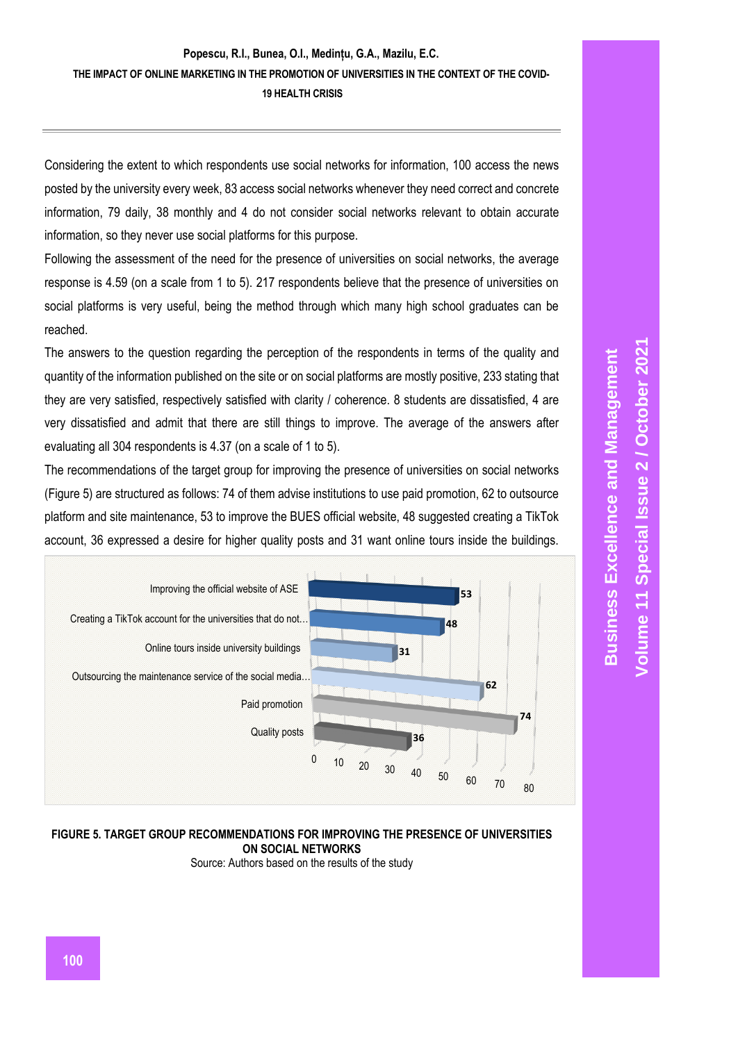Considering the extent to which respondents use social networks for information, 100 access the news posted by the university every week, 83 access social networks whenever they need correct and concrete information, 79 daily, 38 monthly and 4 do not consider social networks relevant to obtain accurate information, so they never use social platforms for this purpose.

Following the assessment of the need for the presence of universities on social networks, the average response is 4.59 (on a scale from 1 to 5). 217 respondents believe that the presence of universities on social platforms is very useful, being the method through which many high school graduates can be reached.

The answers to the question regarding the perception of the respondents in terms of the quality and quantity of the information published on the site or on social platforms are mostly positive, 233 stating that they are very satisfied, respectively satisfied with clarity / coherence. 8 students are dissatisfied, 4 are very dissatisfied and admit that there are still things to improve. The average of the answers after evaluating all 304 respondents is 4.37 (on a scale of 1 to 5).

The recommendations of the target group for improving the presence of universities on social networks (Figure 5) are structured as follows: 74 of them advise institutions to use paid promotion, 62 to outsource platform and site maintenance, 53 to improve the BUES official website, 48 suggested creating a TikTok account, 36 expressed a desire for higher quality posts and 31 want online tours inside the buildings.

| Recommendation | Value |
| --- | --- |
| Improving the official website of ASE | 53 |
| Creating a TikTok account for the universities that do not… | 48 |
| Online tours inside university buildings | 31 |
| Outsourcing the maintenance service of the social media… | 62 |
| Paid promotion | 74 |
| Quality posts | 36 |

**FIGURE 5. TARGET GROUP RECOMMENDATIONS FOR IMPROVING THE PRESENCE OF UNIVERSITIES ON SOCIAL NETWORKS**

Source: Authors based on the results of the study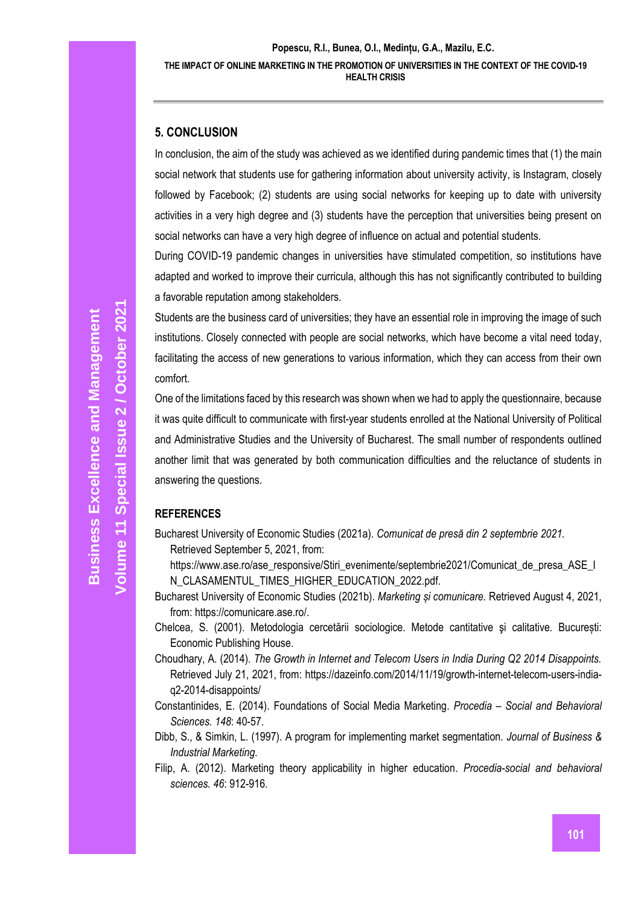## 5. CONCLUSION

In conclusion, the aim of the study was achieved as we identified during pandemic times that (1) the main social network that students use for gathering information about university activity, is Instagram, closely followed by Facebook; (2) students are using social networks for keeping up to date with university activities in a very high degree and (3) students have the perception that universities being present on social networks can have a very high degree of influence on actual and potential students.

During COVID-19 pandemic changes in universities have stimulated competition, so institutions have adapted and worked to improve their curricula, although this has not significantly contributed to building a favorable reputation among stakeholders.

Students are the business card of universities; they have an essential role in improving the image of such institutions. Closely connected with people are social networks, which have become a vital need today, facilitating the access of new generations to various information, which they can access from their own comfort.

One of the limitations faced by this research was shown when we had to apply the questionnaire, because it was quite difficult to communicate with first-year students enrolled at the National University of Political and Administrative Studies and the University of Bucharest. The small number of respondents outlined another limit that was generated by both communication difficulties and the reluctance of students in answering the questions.

## REFERENCES

Bucharest University of Economic Studies (2021a). *Comunicat de presă din 2 septembrie 2021.* Retrieved September 5, 2021, from: https://www.ase.ro/ase_responsive/Stiri_evenimente/septembrie2021/Comunicat_de_presa_ASE_IN_CLASAMENTUL_TIMES_HIGHER_EDUCATION_2022.pdf.

Bucharest University of Economic Studies (2021b). *Marketing și comunicare.* Retrieved August 4, 2021, from: https://comunicare.ase.ro/.

Chelcea, S. (2001). Metodologia cercetării sociologice. Metode cantitative şi calitative. Bucureşti: Economic Publishing House.

Choudhary, A. (2014). *The Growth in Internet and Telecom Users in India During Q2 2014 Disappoints.* Retrieved July 21, 2021, from: https://dazeinfo.com/2014/11/19/growth-internet-telecom-users-india-q2-2014-disappoints/

Constantinides, E. (2014). Foundations of Social Media Marketing. *Procedia – Social and Behavioral Sciences. 148*: 40-57.

Dibb, S., & Simkin, L. (1997). A program for implementing market segmentation. *Journal of Business & Industrial Marketing.*

Filip, A. (2012). Marketing theory applicability in higher education. *Procedia-social and behavioral sciences. 46*: 912-916.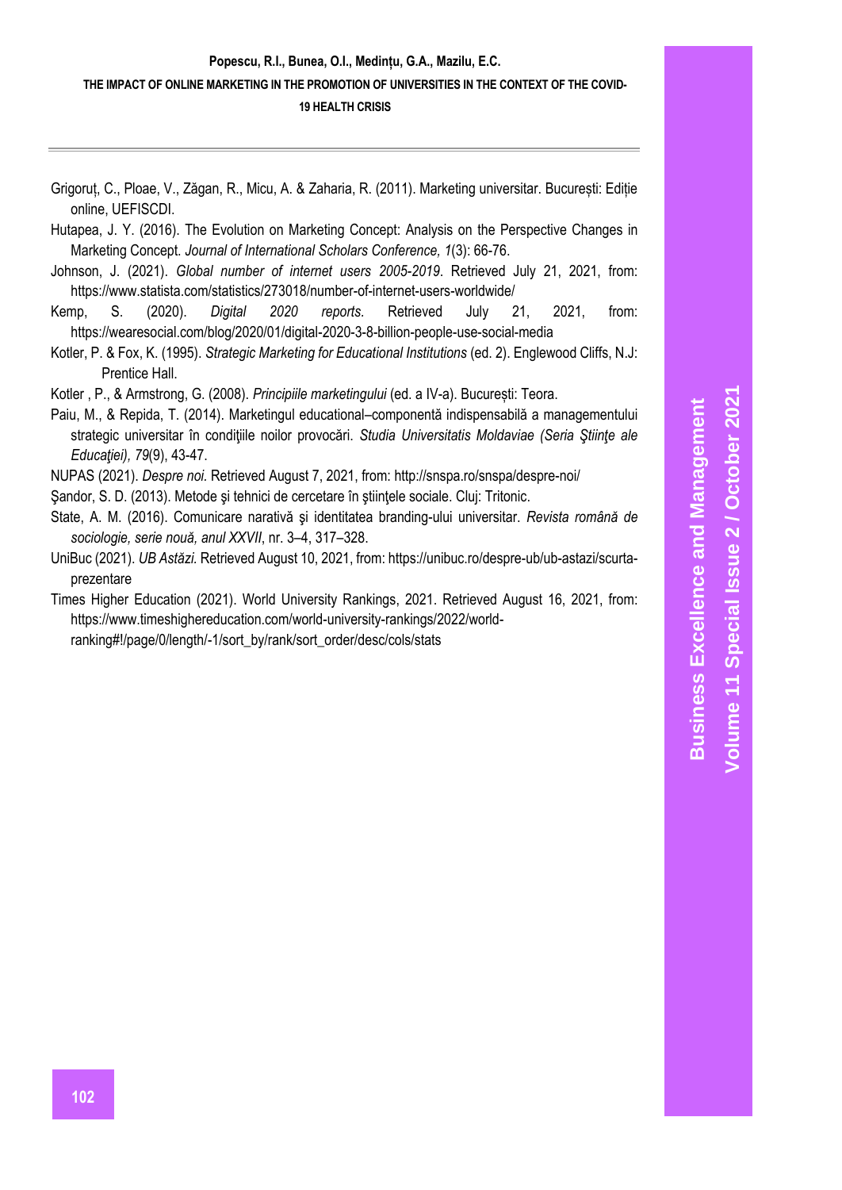Grigoruț, C., Ploae, V., Zăgan, R., Micu, A. & Zaharia, R. (2011). Marketing universitar. București: Ediție online, UEFISCDI.

Hutapea, J. Y. (2016). The Evolution on Marketing Concept: Analysis on the Perspective Changes in Marketing Concept. *Journal of International Scholars Conference, 1*(3): 66-76.

Johnson, J. (2021). *Global number of internet users 2005-2019*. Retrieved July 21, 2021, from: https://www.statista.com/statistics/273018/number-of-internet-users-worldwide/

Kemp, S. (2020). *Digital 2020 reports.* Retrieved July 21, 2021, from: https://wearesocial.com/blog/2020/01/digital-2020-3-8-billion-people-use-social-media

Kotler, P. & Fox, K. (1995). *Strategic Marketing for Educational Institutions* (ed. 2). Englewood Cliffs, N.J: Prentice Hall.

Kotler , P., & Armstrong, G. (2008). *Principiile marketingului* (ed. a IV-a). București: Teora.

Paiu, M., & Repida, T. (2014). Marketingul educational–componentă indispensabilă a managementului strategic universitar în condiţiile noilor provocări. *Studia Universitatis Moldaviae (Seria Ştiinţe ale Educaţiei), 79*(9), 43-47.

NUPAS (2021). *Despre noi.* Retrieved August 7, 2021, from: http://snspa.ro/snspa/despre-noi/

Şandor, S. D. (2013). Metode şi tehnici de cercetare în ştiinţele sociale. Cluj: Tritonic.

State, A. M. (2016). Comunicare narativă şi identitatea branding-ului universitar. *Revista română de sociologie, serie nouă, anul XXVII*, nr. 3–4, 317–328.

UniBuc (2021). *UB Astăzi.* Retrieved August 10, 2021, from: https://unibuc.ro/despre-ub/ub-astazi/scurta-prezentare

Times Higher Education (2021). World University Rankings, 2021. Retrieved August 16, 2021, from: https://www.timeshighereducation.com/world-university-rankings/2022/world-ranking#!/page/0/length/-1/sort_by/rank/sort_order/desc/cols/stats